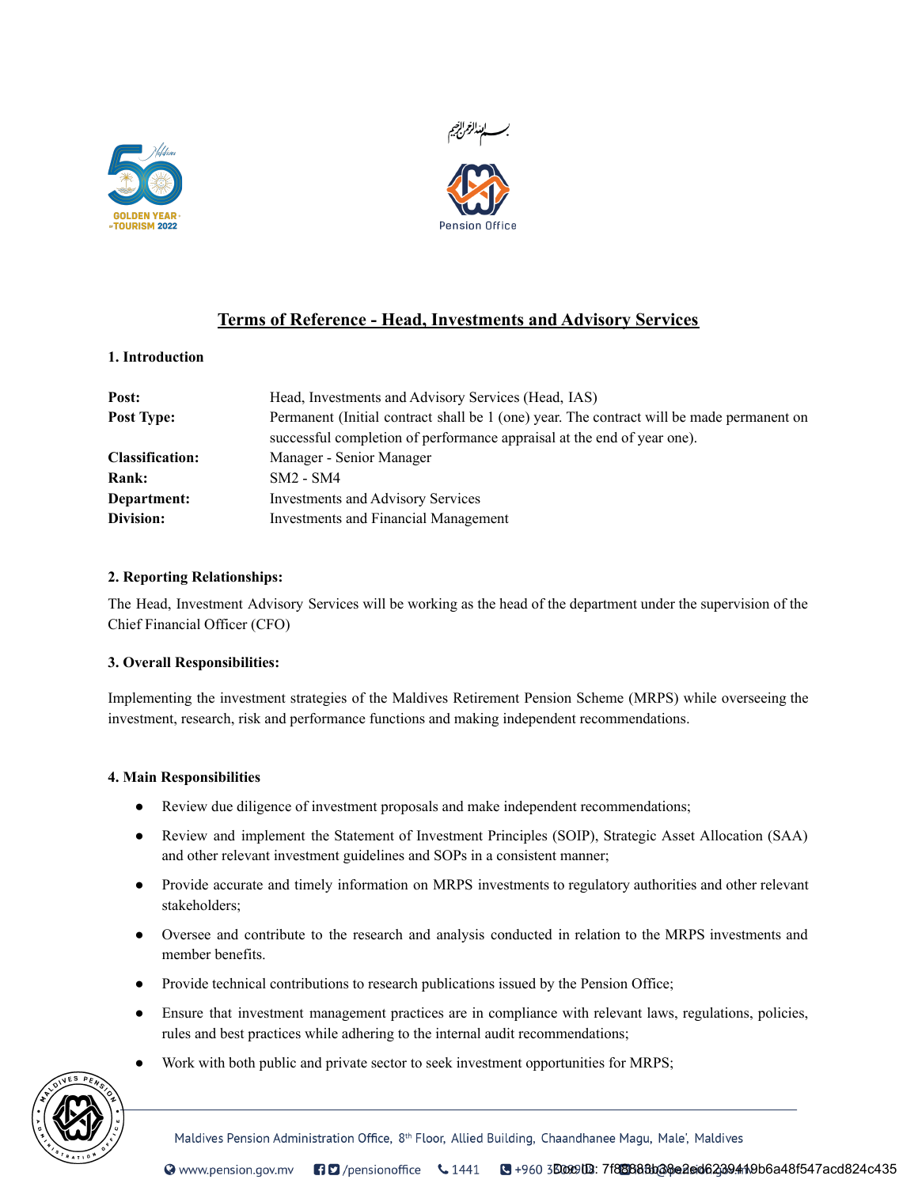## Terms of Reference - Head, Investments and Advisory Services

### 1. Introduction

| | |
|---|---|
| **Post:** | Head, Investments and Advisory Services (Head, IAS) |
| **Post Type:** | Permanent (Initial contract shall be 1 (one) year. The contract will be made permanent on successful completion of performance appraisal at the end of year one). |
| **Classification:** | Manager - Senior Manager |
| **Rank:** | SM2 - SM4 |
| **Department:** | Investments and Advisory Services |
| **Division:** | Investments and Financial Management |

### 2. Reporting Relationships:

The Head, Investment Advisory Services will be working as the head of the department under the supervision of the Chief Financial Officer (CFO)

### 3. Overall Responsibilities:

Implementing the investment strategies of the Maldives Retirement Pension Scheme (MRPS) while overseeing the investment, research, risk and performance functions and making independent recommendations.

### 4. Main Responsibilities

- Review due diligence of investment proposals and make independent recommendations;
- Review and implement the Statement of Investment Principles (SOIP), Strategic Asset Allocation (SAA) and other relevant investment guidelines and SOPs in a consistent manner;
- Provide accurate and timely information on MRPS investments to regulatory authorities and other relevant stakeholders;
- Oversee and contribute to the research and analysis conducted in relation to the MRPS investments and member benefits.
- Provide technical contributions to research publications issued by the Pension Office;
- Ensure that investment management practices are in compliance with relevant laws, regulations, policies, rules and best practices while adhering to the internal audit recommendations;
- Work with both public and private sector to seek investment opportunities for MRPS;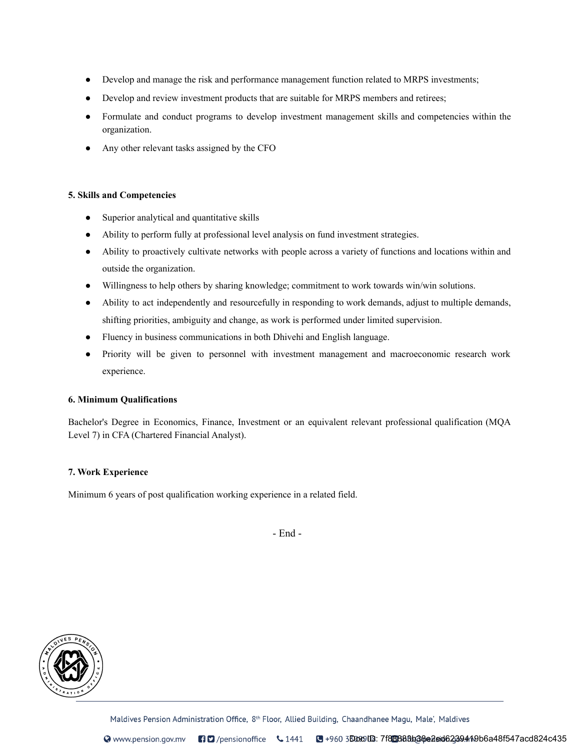- Develop and manage the risk and performance management function related to MRPS investments;
- Develop and review investment products that are suitable for MRPS members and retirees;
- Formulate and conduct programs to develop investment management skills and competencies within the organization.
- Any other relevant tasks assigned by the CFO

**5. Skills and Competencies**

- Superior analytical and quantitative skills
- Ability to perform fully at professional level analysis on fund investment strategies.
- Ability to proactively cultivate networks with people across a variety of functions and locations within and outside the organization.
- Willingness to help others by sharing knowledge; commitment to work towards win/win solutions.
- Ability to act independently and resourcefully in responding to work demands, adjust to multiple demands, shifting priorities, ambiguity and change, as work is performed under limited supervision.
- Fluency in business communications in both Dhivehi and English language.
- Priority will be given to personnel with investment management and macroeconomic research work experience.

**6. Minimum Qualifications**

Bachelor's Degree in Economics, Finance, Investment or an equivalent relevant professional qualification (MQA Level 7) in CFA (Chartered Financial Analyst).

**7. Work Experience**

Minimum 6 years of post qualification working experience in a related field.

- End -